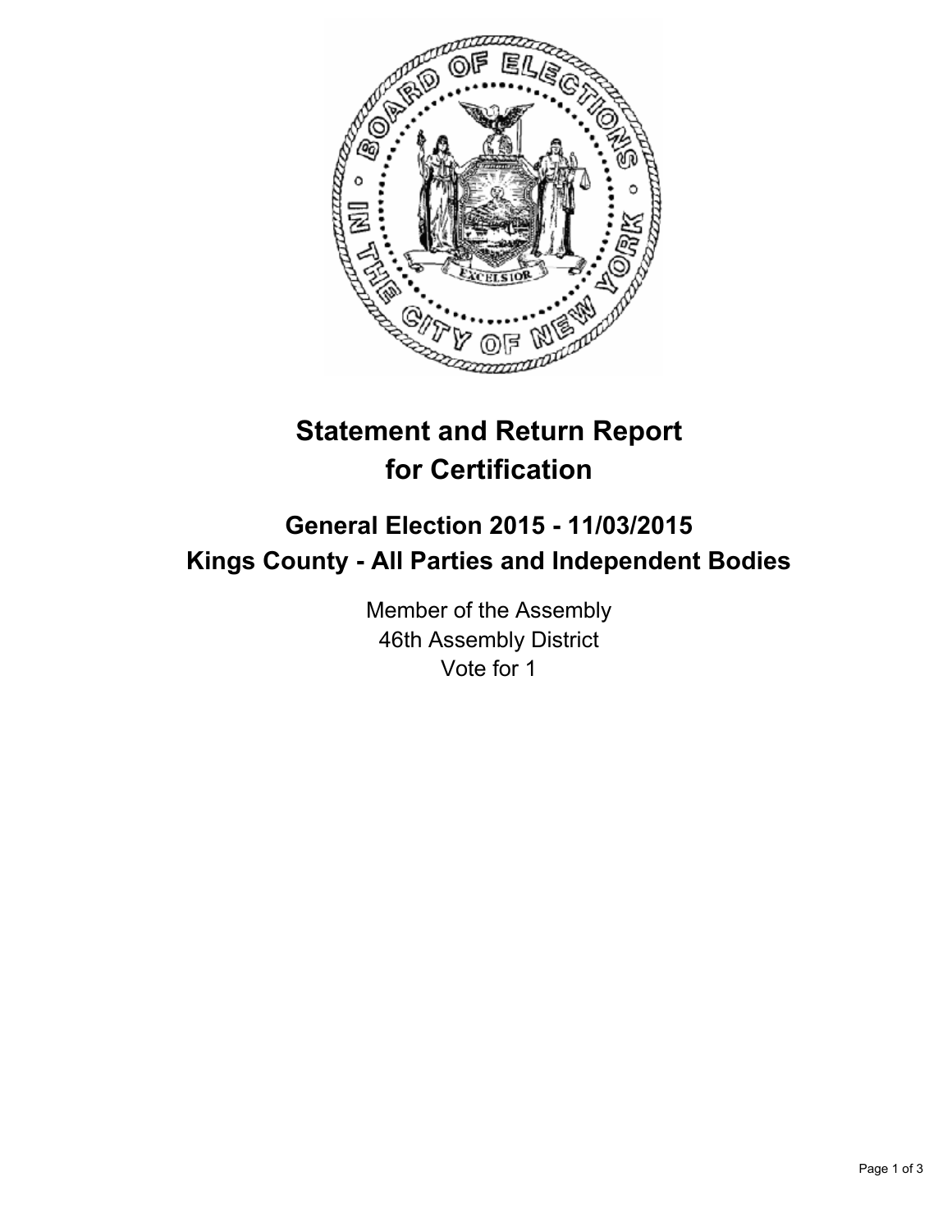# Statement and Return Report for Certification

## General Election 2015 - 11/03/2015
## Kings County - All Parties and Independent Bodies

Member of the Assembly
46th Assembly District
Vote for 1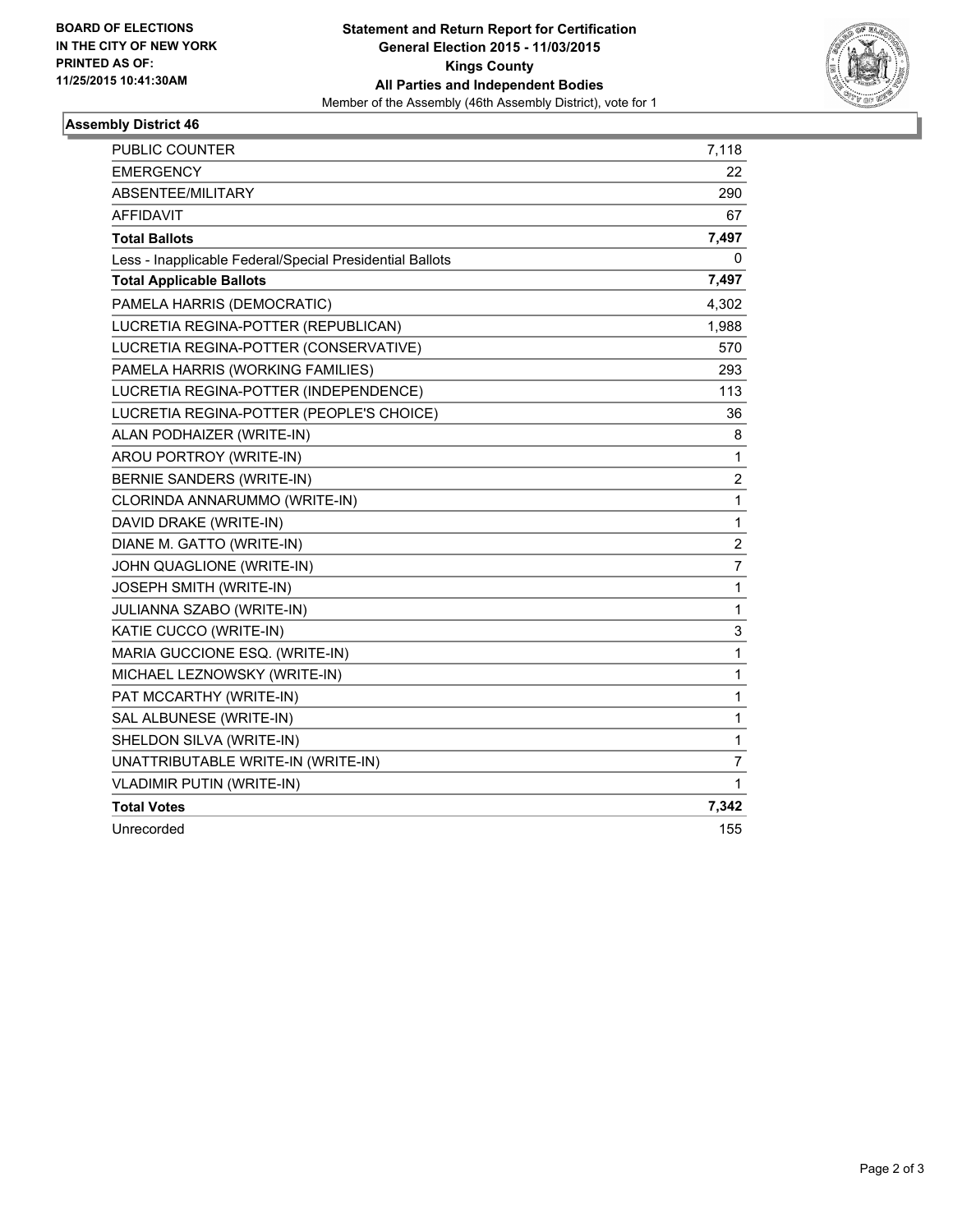**BOARD OF ELECTIONS**
**IN THE CITY OF NEW YORK**
**PRINTED AS OF:**
**11/25/2015 10:41:30AM**

**Statement and Return Report for Certification**
**General Election 2015 - 11/03/2015**
**Kings County**
**All Parties and Independent Bodies**
Member of the Assembly (46th Assembly District), vote for 1

### Assembly District 46

| | |
|---|---|
| PUBLIC COUNTER | 7,118 |
| EMERGENCY | 22 |
| ABSENTEE/MILITARY | 290 |
| AFFIDAVIT | 67 |
| **Total Ballots** | **7,497** |
| Less - Inapplicable Federal/Special Presidential Ballots | 0 |
| **Total Applicable Ballots** | **7,497** |
| PAMELA HARRIS (DEMOCRATIC) | 4,302 |
| LUCRETIA REGINA-POTTER (REPUBLICAN) | 1,988 |
| LUCRETIA REGINA-POTTER (CONSERVATIVE) | 570 |
| PAMELA HARRIS (WORKING FAMILIES) | 293 |
| LUCRETIA REGINA-POTTER (INDEPENDENCE) | 113 |
| LUCRETIA REGINA-POTTER (PEOPLE'S CHOICE) | 36 |
| ALAN PODHAIZER (WRITE-IN) | 8 |
| AROU PORTROY (WRITE-IN) | 1 |
| BERNIE SANDERS (WRITE-IN) | 2 |
| CLORINDA ANNARUMMO (WRITE-IN) | 1 |
| DAVID DRAKE (WRITE-IN) | 1 |
| DIANE M. GATTO (WRITE-IN) | 2 |
| JOHN QUAGLIONE (WRITE-IN) | 7 |
| JOSEPH SMITH (WRITE-IN) | 1 |
| JULIANNA SZABO (WRITE-IN) | 1 |
| KATIE CUCCO (WRITE-IN) | 3 |
| MARIA GUCCIONE ESQ. (WRITE-IN) | 1 |
| MICHAEL LEZNOWSKY (WRITE-IN) | 1 |
| PAT MCCARTHY (WRITE-IN) | 1 |
| SAL ALBUNESE (WRITE-IN) | 1 |
| SHELDON SILVA (WRITE-IN) | 1 |
| UNATTRIBUTABLE WRITE-IN (WRITE-IN) | 7 |
| VLADIMIR PUTIN (WRITE-IN) | 1 |
| **Total Votes** | **7,342** |
| Unrecorded | 155 |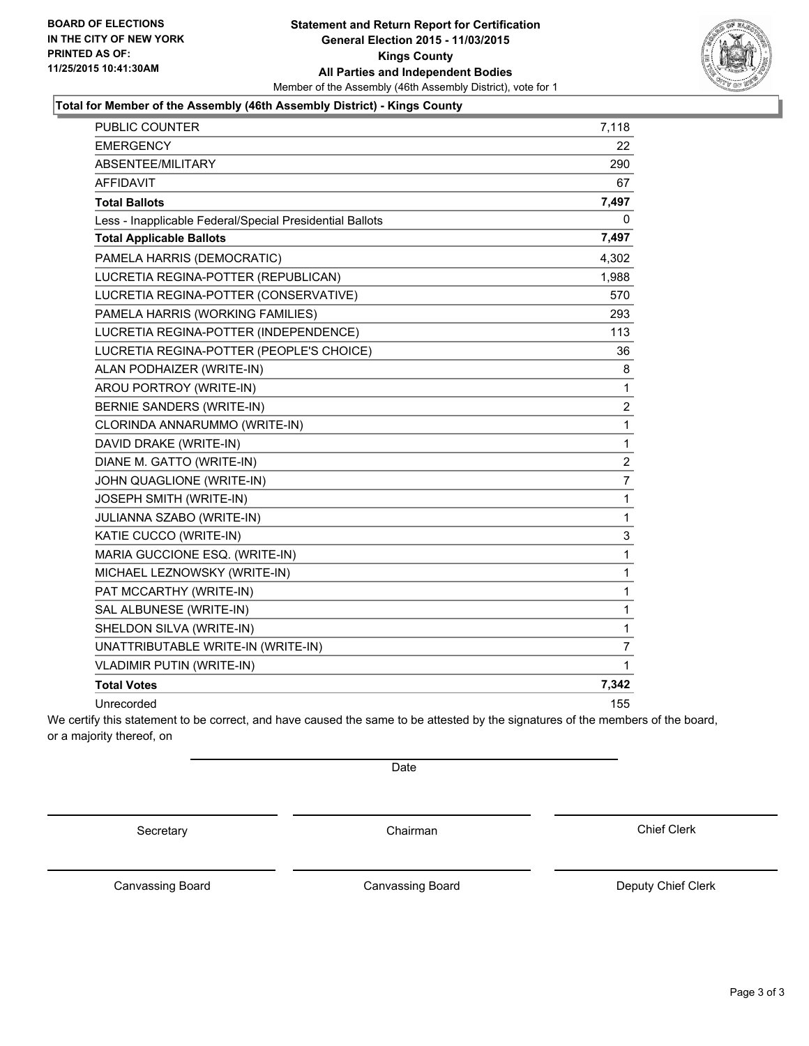**BOARD OF ELECTIONS IN THE CITY OF NEW YORK PRINTED AS OF: 11/25/2015 10:41:30AM**

# Statement and Return Report for Certification
## General Election 2015 - 11/03/2015
## Kings County
## All Parties and Independent Bodies

Member of the Assembly (46th Assembly District), vote for 1

### Total for Member of the Assembly (46th Assembly District) - Kings County

| | |
|---|---|
| PUBLIC COUNTER | 7,118 |
| EMERGENCY | 22 |
| ABSENTEE/MILITARY | 290 |
| AFFIDAVIT | 67 |
| **Total Ballots** | **7,497** |
| Less - Inapplicable Federal/Special Presidential Ballots | 0 |
| **Total Applicable Ballots** | **7,497** |
| PAMELA HARRIS (DEMOCRATIC) | 4,302 |
| LUCRETIA REGINA-POTTER (REPUBLICAN) | 1,988 |
| LUCRETIA REGINA-POTTER (CONSERVATIVE) | 570 |
| PAMELA HARRIS (WORKING FAMILIES) | 293 |
| LUCRETIA REGINA-POTTER (INDEPENDENCE) | 113 |
| LUCRETIA REGINA-POTTER (PEOPLE'S CHOICE) | 36 |
| ALAN PODHAIZER (WRITE-IN) | 8 |
| AROU PORTROY (WRITE-IN) | 1 |
| BERNIE SANDERS (WRITE-IN) | 2 |
| CLORINDA ANNARUMMO (WRITE-IN) | 1 |
| DAVID DRAKE (WRITE-IN) | 1 |
| DIANE M. GATTO (WRITE-IN) | 2 |
| JOHN QUAGLIONE (WRITE-IN) | 7 |
| JOSEPH SMITH (WRITE-IN) | 1 |
| JULIANNA SZABO (WRITE-IN) | 1 |
| KATIE CUCCO (WRITE-IN) | 3 |
| MARIA GUCCIONE ESQ. (WRITE-IN) | 1 |
| MICHAEL LEZNOWSKY (WRITE-IN) | 1 |
| PAT MCCARTHY (WRITE-IN) | 1 |
| SAL ALBUNESE (WRITE-IN) | 1 |
| SHELDON SILVA (WRITE-IN) | 1 |
| UNATTRIBUTABLE WRITE-IN (WRITE-IN) | 7 |
| VLADIMIR PUTIN (WRITE-IN) | 1 |
| **Total Votes** | **7,342** |
| Unrecorded | 155 |

We certify this statement to be correct, and have caused the same to be attested by the signatures of the members of the board, or a majority thereof, on

Date

Secretary | Chairman | Chief Clerk

Canvassing Board | Canvassing Board | Deputy Chief Clerk